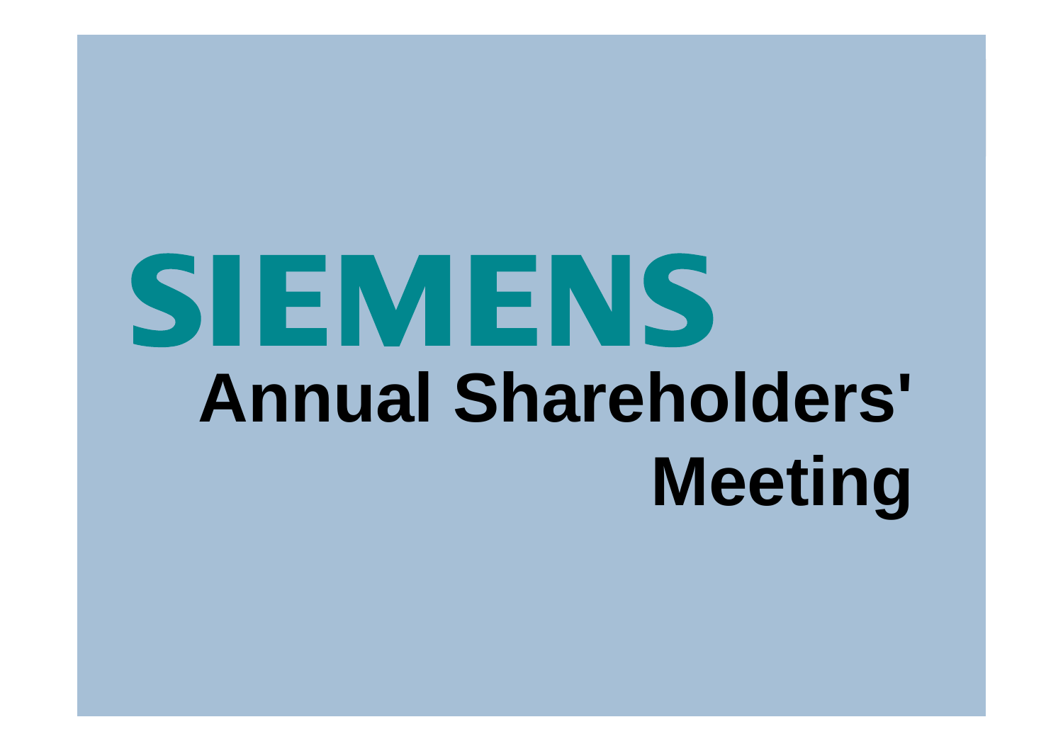# SIEMENS

## Annual Shareholders' Meeting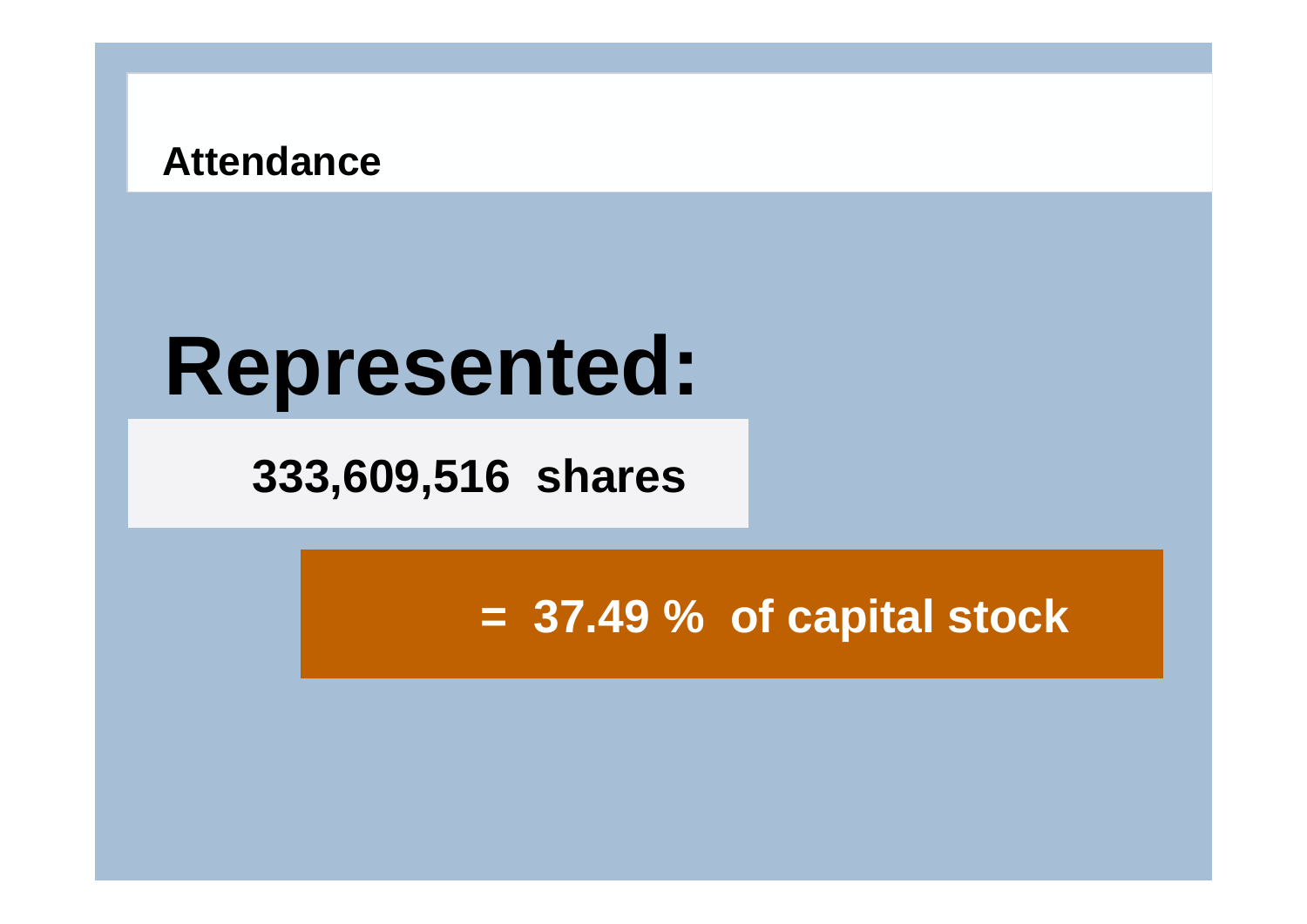## Attendance

# Represented:

**333,609,516 shares**

**= 37.49 % of capital stock**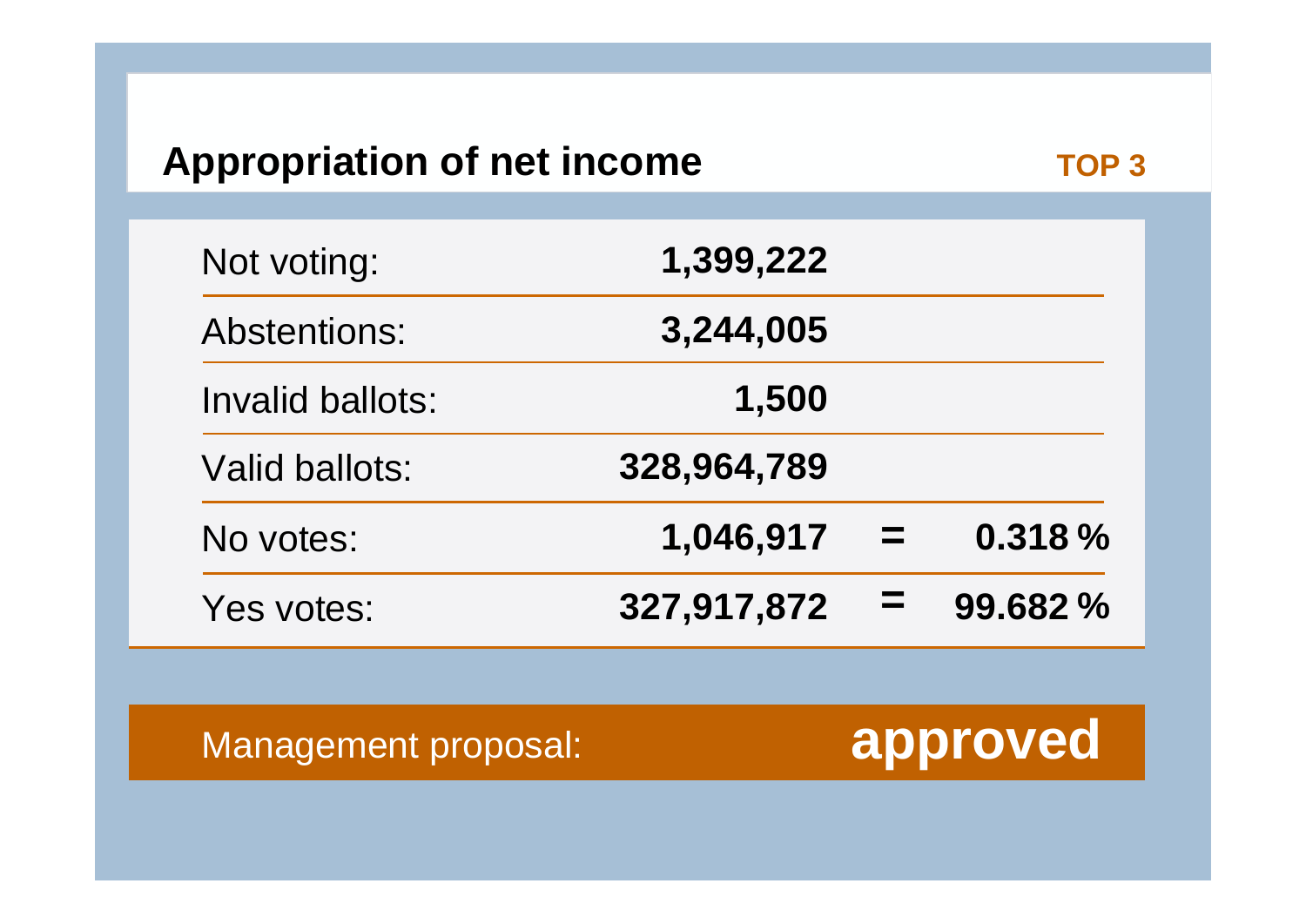## Appropriation of net income

**TOP 3**

| | | | |
|---|---|---|---|
| Not voting: | **1,399,222** | | |
| Abstentions: | **3,244,005** | | |
| Invalid ballots: | **1,500** | | |
| Valid ballots: | **328,964,789** | | |
| No votes: | **1,046,917** | **=** | **0.318 %** |
| Yes votes: | **327,917,872** | **=** | **99.682 %** |

Management proposal: **approved**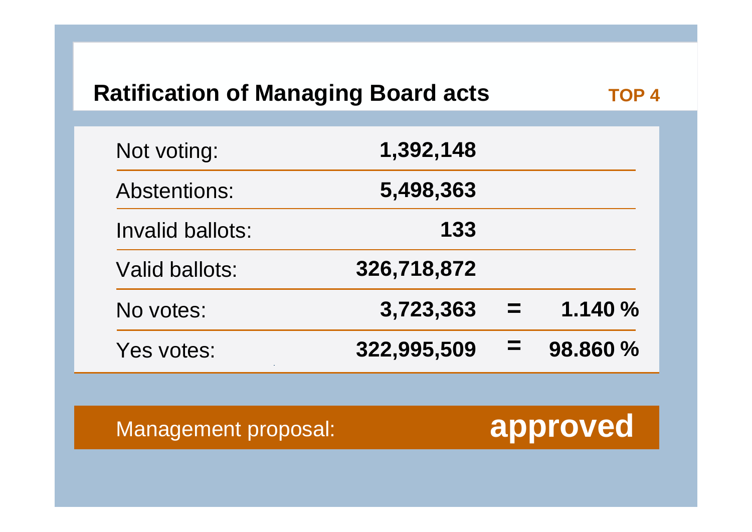## Ratification of Managing Board acts

**TOP 4**

| | | | |
|---|---|---|---|
| Not voting: | **1,392,148** | | |
| Abstentions: | **5,498,363** | | |
| Invalid ballots: | **133** | | |
| Valid ballots: | **326,718,872** | | |
| No votes: | **3,723,363** | **=** | **1.140 %** |
| Yes votes: | **322,995,509** | **=** | **98.860 %** |

Management proposal: **approved**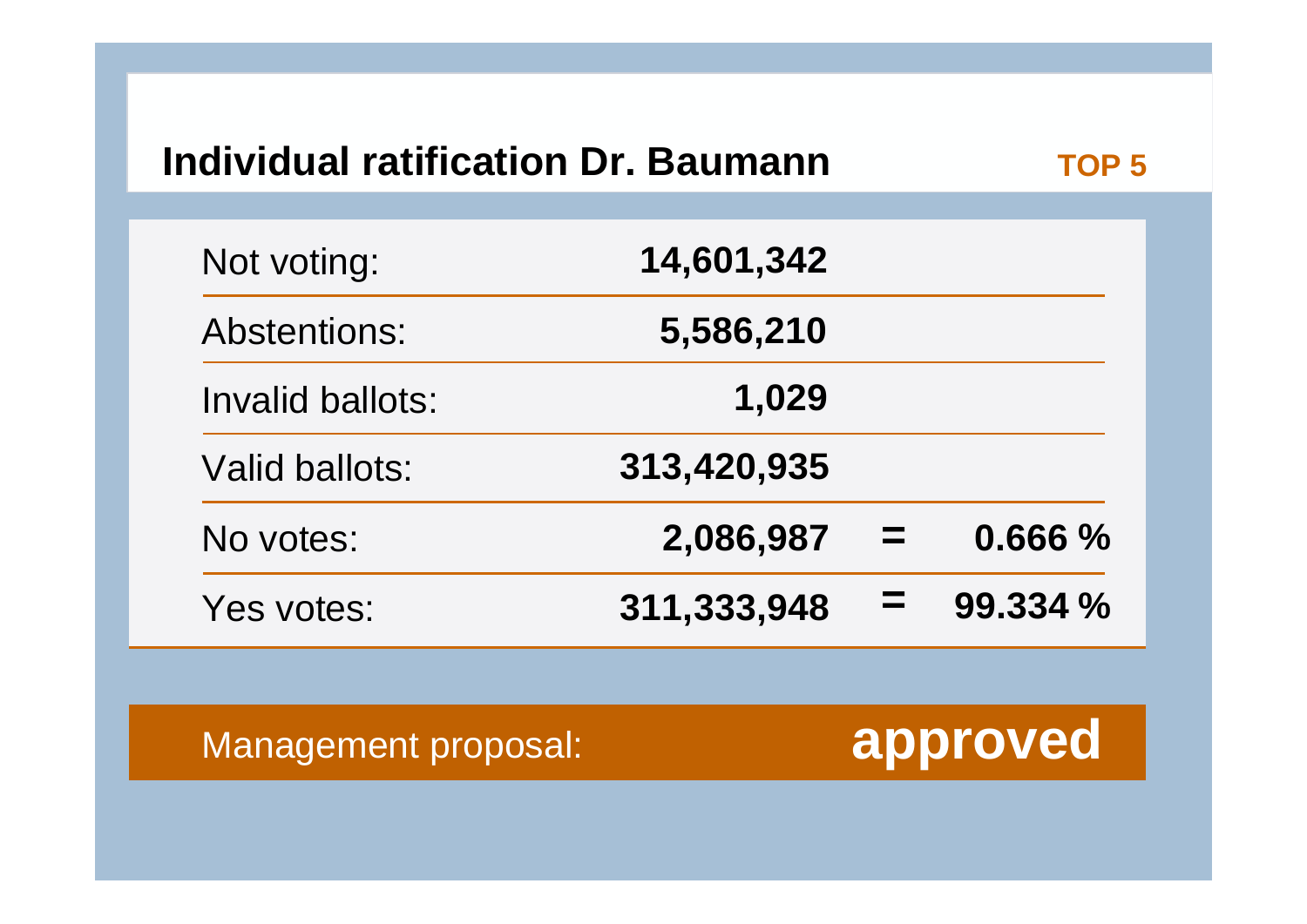## Individual ratification Dr. Baumann

**TOP 5**

| | | | |
|---|---|---|---|
| Not voting: | **14,601,342** | | |
| Abstentions: | **5,586,210** | | |
| Invalid ballots: | **1,029** | | |
| Valid ballots: | **313,420,935** | | |
| No votes: | **2,086,987** | **=** | **0.666 %** |
| Yes votes: | **311,333,948** | **=** | **99.334 %** |

Management proposal: **approved**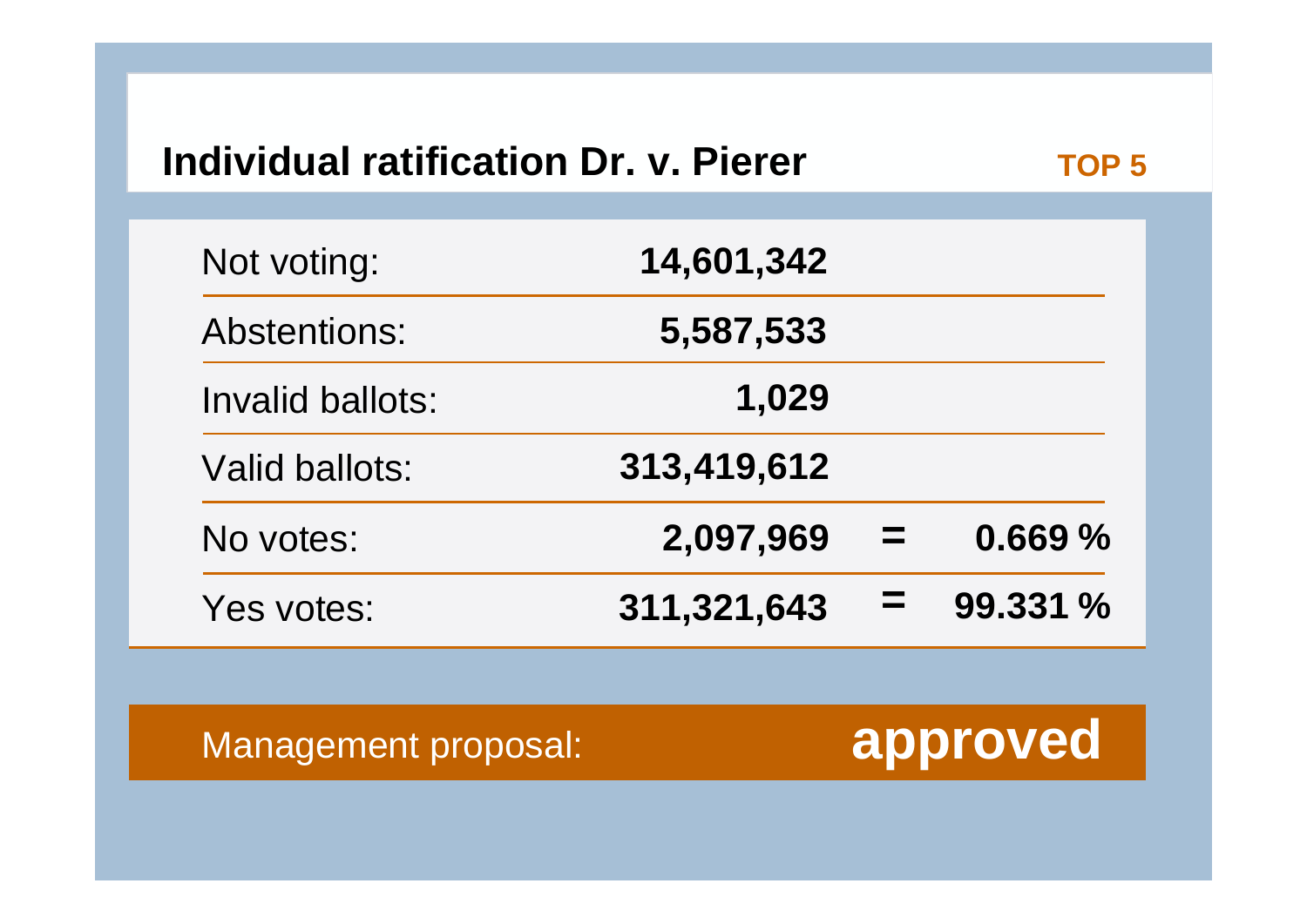## Individual ratification Dr. v. Pierer

**TOP 5**

| | | | |
|---|---|---|---|
| Not voting: | **14,601,342** | | |
| Abstentions: | **5,587,533** | | |
| Invalid ballots: | **1,029** | | |
| Valid ballots: | **313,419,612** | | |
| No votes: | **2,097,969** | **=** | **0.669 %** |
| Yes votes: | **311,321,643** | **=** | **99.331 %** |

Management proposal: **approved**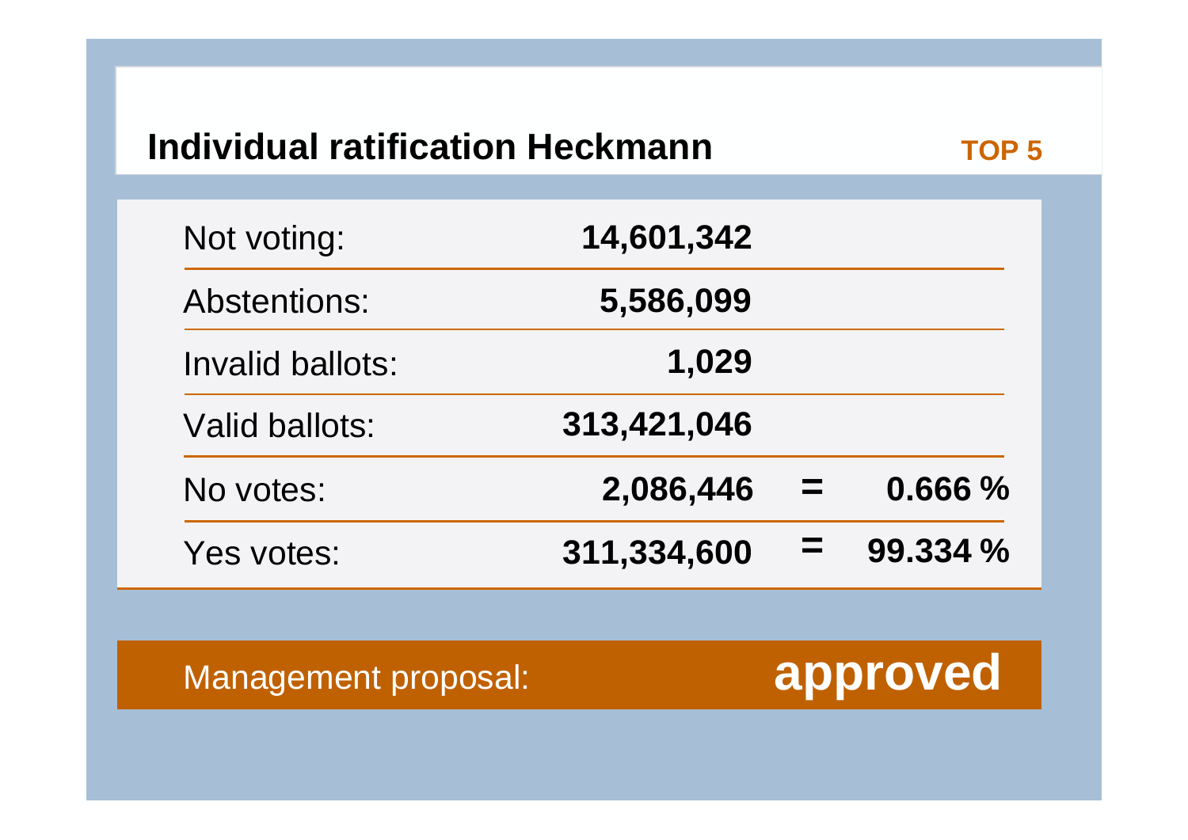## Individual ratification Heckmann

**TOP 5**

| | | | |
|---|---|---|---|
| Not voting: | **14,601,342** | | |
| Abstentions: | **5,586,099** | | |
| Invalid ballots: | **1,029** | | |
| Valid ballots: | **313,421,046** | | |
| No votes: | **2,086,446** | **=** | **0.666 %** |
| Yes votes: | **311,334,600** | **=** | **99.334 %** |

Management proposal: **approved**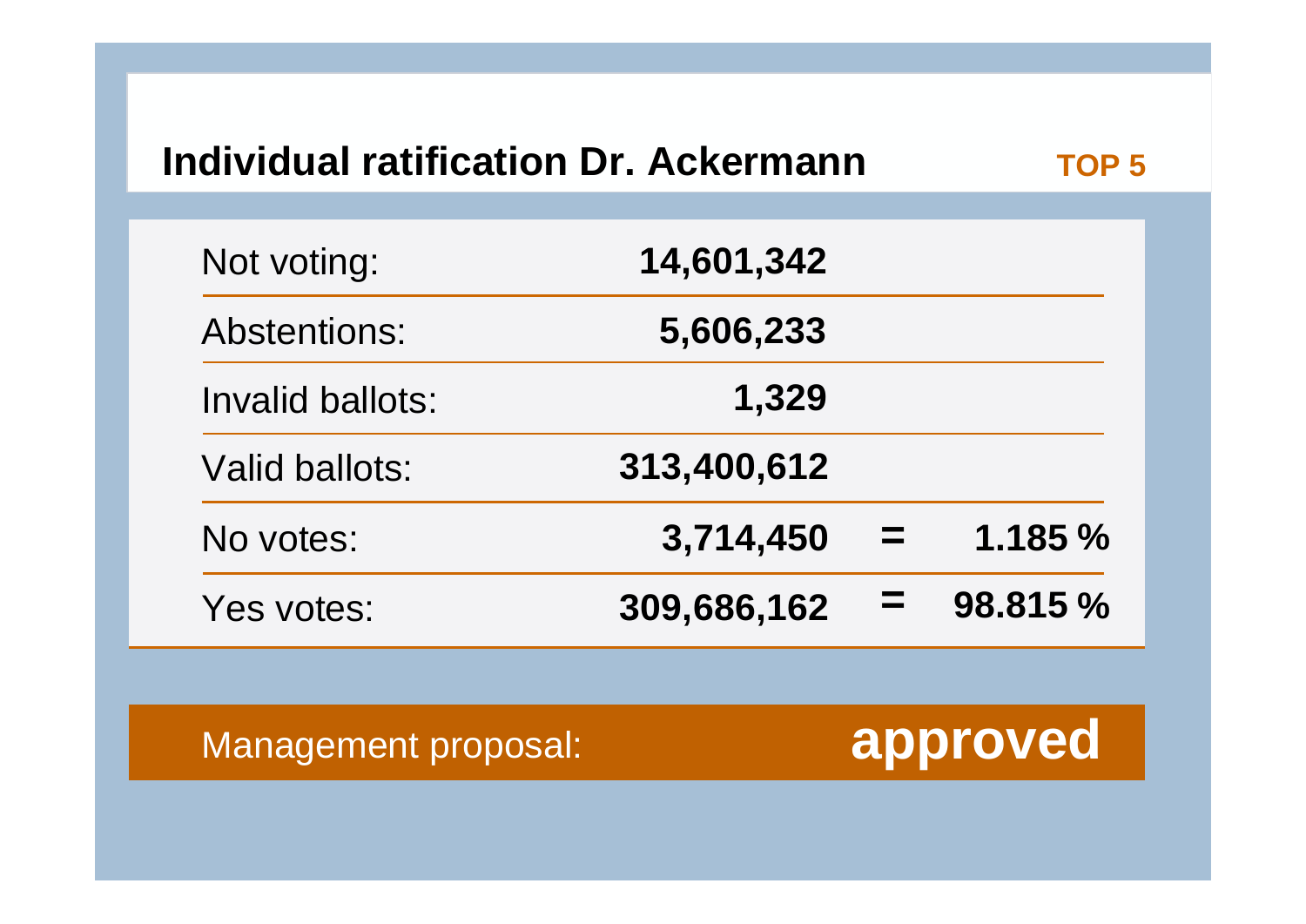## Individual ratification Dr. Ackermann

**TOP 5**

| | | | |
|---|---|---|---|
| Not voting: | **14,601,342** | | |
| Abstentions: | **5,606,233** | | |
| Invalid ballots: | **1,329** | | |
| Valid ballots: | **313,400,612** | | |
| No votes: | **3,714,450** | **=** | **1.185 %** |
| Yes votes: | **309,686,162** | **=** | **98.815 %** |

Management proposal: **approved**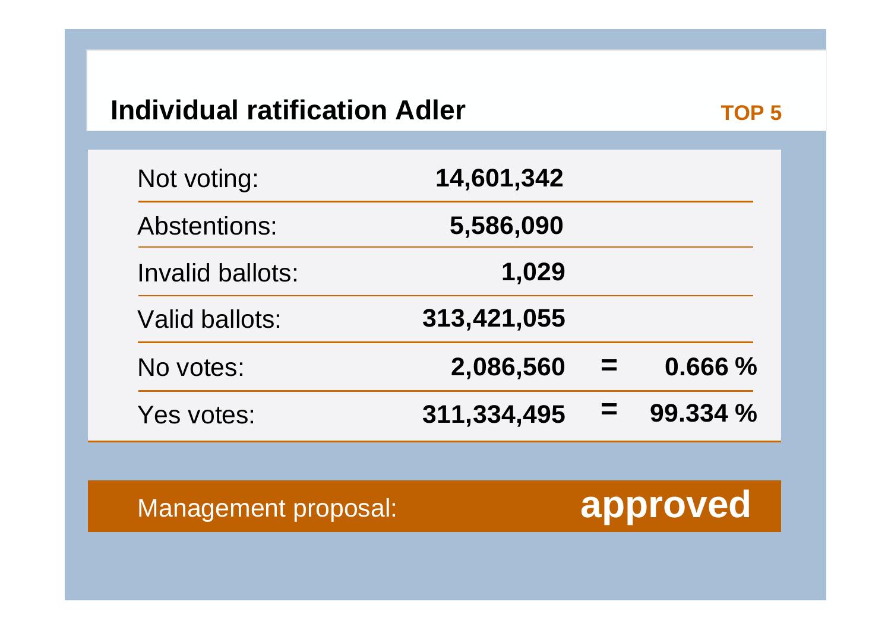## Individual ratification Adler

**TOP 5**

| | | | |
|---|---|---|---|
| Not voting: | **14,601,342** | | |
| Abstentions: | **5,586,090** | | |
| Invalid ballots: | **1,029** | | |
| Valid ballots: | **313,421,055** | | |
| No votes: | **2,086,560** | **=** | **0.666 %** |
| Yes votes: | **311,334,495** | **=** | **99.334 %** |

Management proposal: **approved**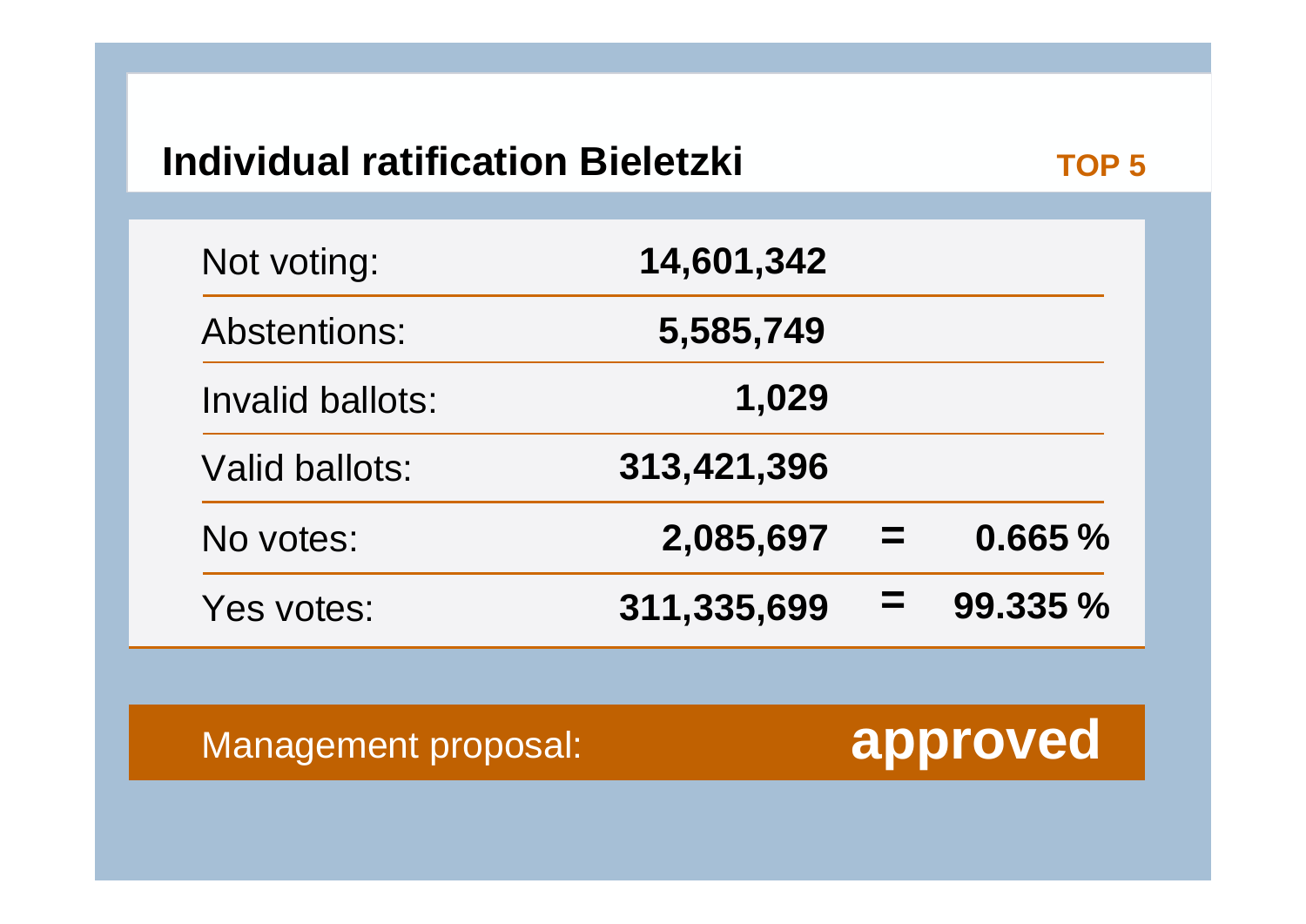## Individual ratification Bieletzki

**TOP 5**

| | | | |
|---|---|---|---|
| Not voting: | **14,601,342** | | |
| Abstentions: | **5,585,749** | | |
| Invalid ballots: | **1,029** | | |
| Valid ballots: | **313,421,396** | | |
| No votes: | **2,085,697** | **=** | **0.665 %** |
| Yes votes: | **311,335,699** | **=** | **99.335 %** |

Management proposal: **approved**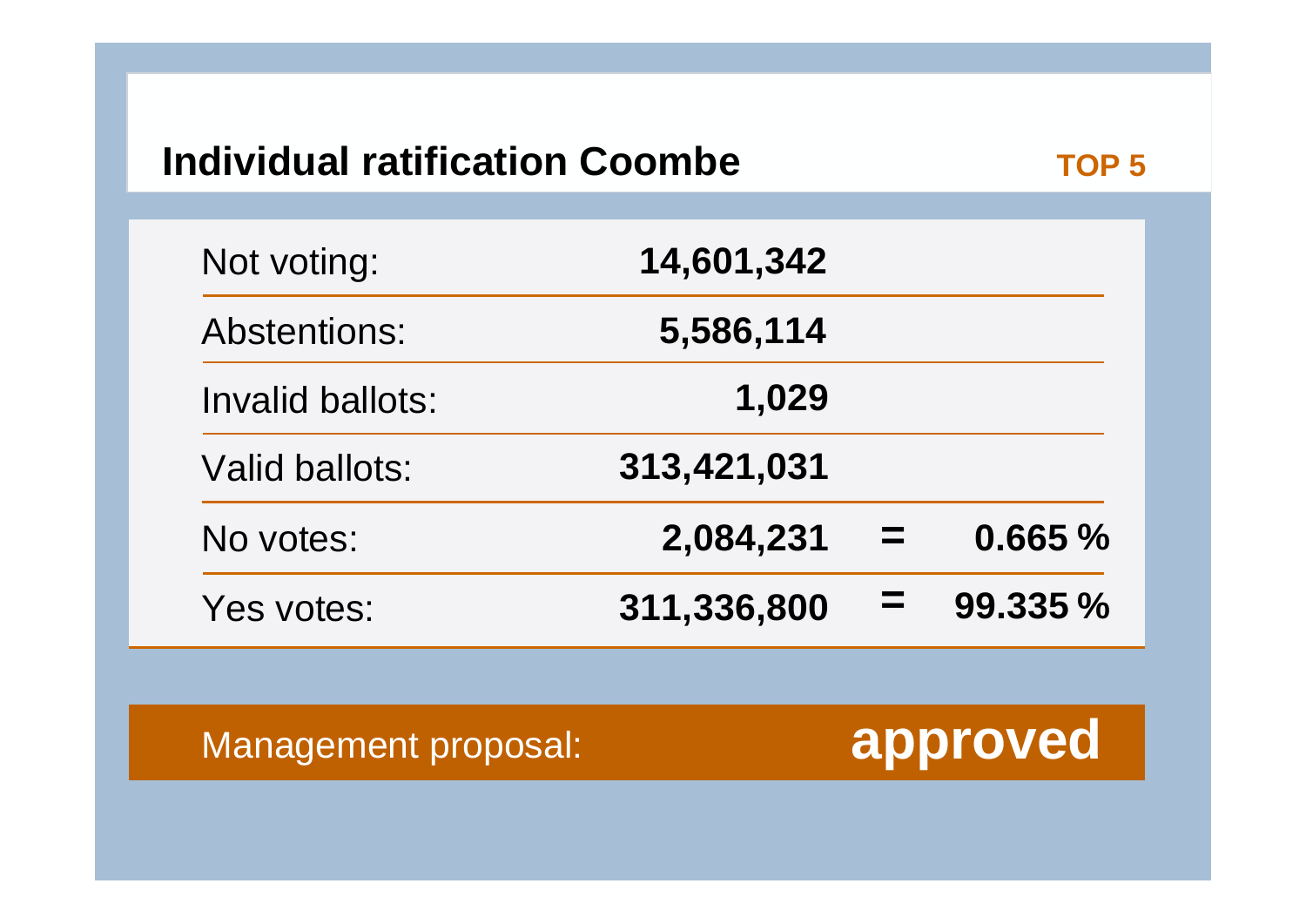## Individual ratification Coombe

**TOP 5**

| | | | |
|---|---|---|---|
| Not voting: | **14,601,342** | | |
| Abstentions: | **5,586,114** | | |
| Invalid ballots: | **1,029** | | |
| Valid ballots: | **313,421,031** | | |
| No votes: | **2,084,231** | **=** | **0.665 %** |
| Yes votes: | **311,336,800** | **=** | **99.335 %** |

Management proposal: **approved**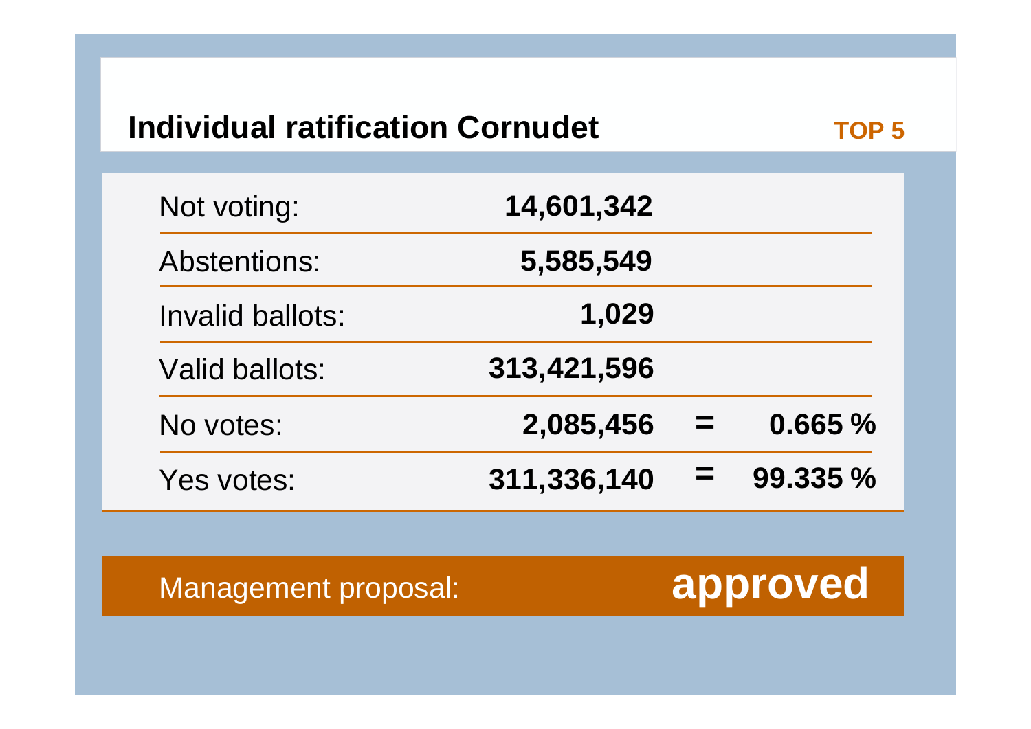## Individual ratification Cornudet

**TOP 5**

| | | | |
|---|---|---|---|
| Not voting: | **14,601,342** | | |
| Abstentions: | **5,585,549** | | |
| Invalid ballots: | **1,029** | | |
| Valid ballots: | **313,421,596** | | |
| No votes: | **2,085,456** | **=** | **0.665 %** |
| Yes votes: | **311,336,140** | **=** | **99.335 %** |

Management proposal: **approved**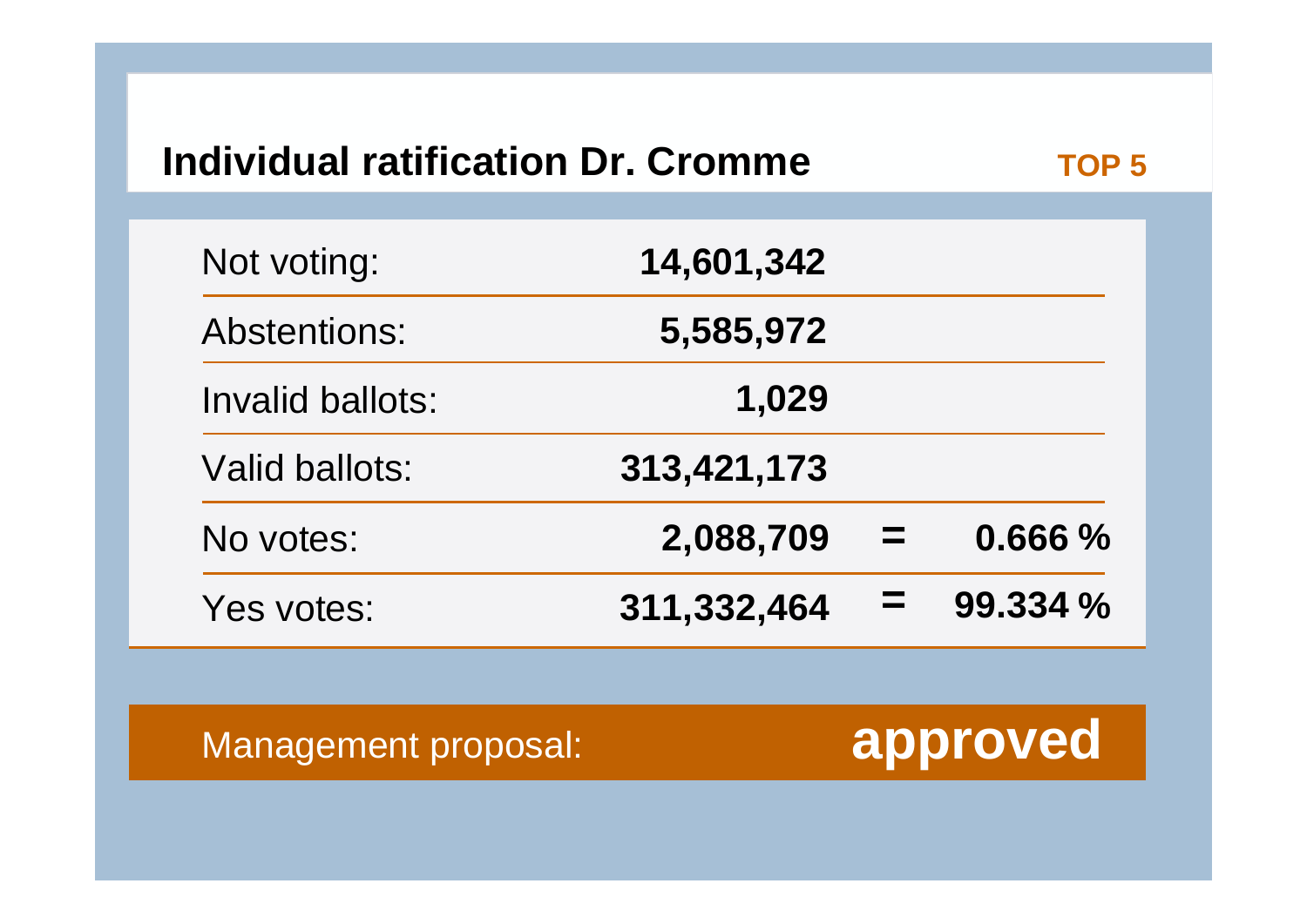## Individual ratification Dr. Cromme

**TOP 5**

| | | | |
|---|---|---|---|
| Not voting: | **14,601,342** | | |
| Abstentions: | **5,585,972** | | |
| Invalid ballots: | **1,029** | | |
| Valid ballots: | **313,421,173** | | |
| No votes: | **2,088,709** | **=** | **0.666 %** |
| Yes votes: | **311,332,464** | **=** | **99.334 %** |

Management proposal: **approved**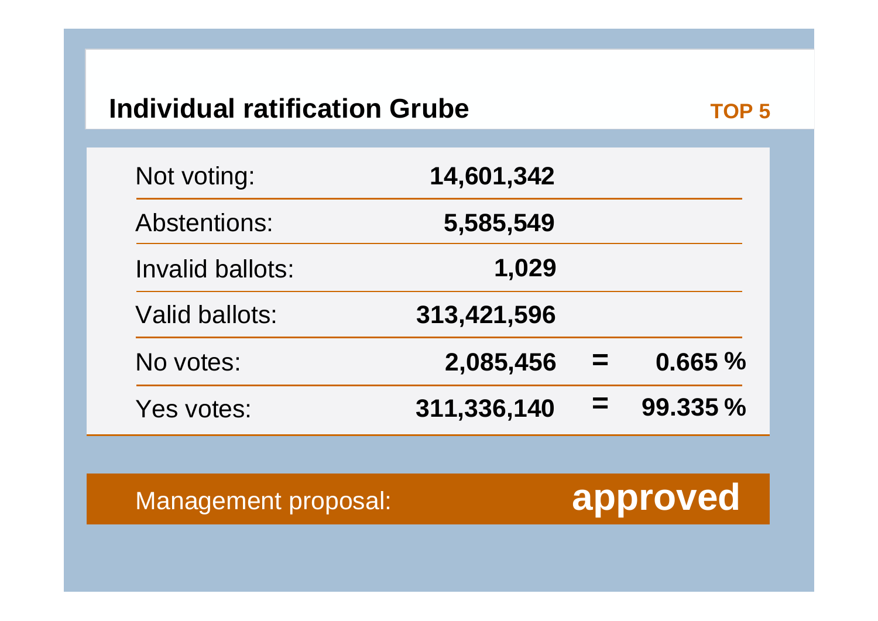## Individual ratification Grube

**TOP 5**

| | | | |
|---|---|---|---|
| Not voting: | **14,601,342** | | |
| Abstentions: | **5,585,549** | | |
| Invalid ballots: | **1,029** | | |
| Valid ballots: | **313,421,596** | | |
| No votes: | **2,085,456** | = | **0.665 %** |
| Yes votes: | **311,336,140** | = | **99.335 %** |

Management proposal: **approved**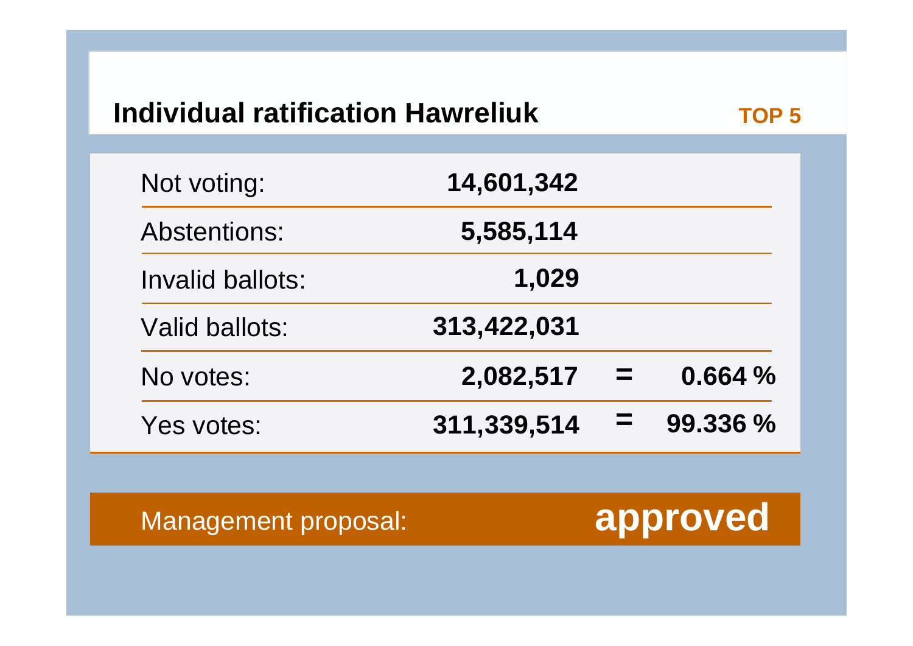## Individual ratification Hawreliuk

**TOP 5**

| | | | |
|---|---|---|---|
| Not voting: | **14,601,342** | | |
| Abstentions: | **5,585,114** | | |
| Invalid ballots: | **1,029** | | |
| Valid ballots: | **313,422,031** | | |
| No votes: | **2,082,517** | **=** | **0.664 %** |
| Yes votes: | **311,339,514** | **=** | **99.336 %** |

Management proposal: **approved**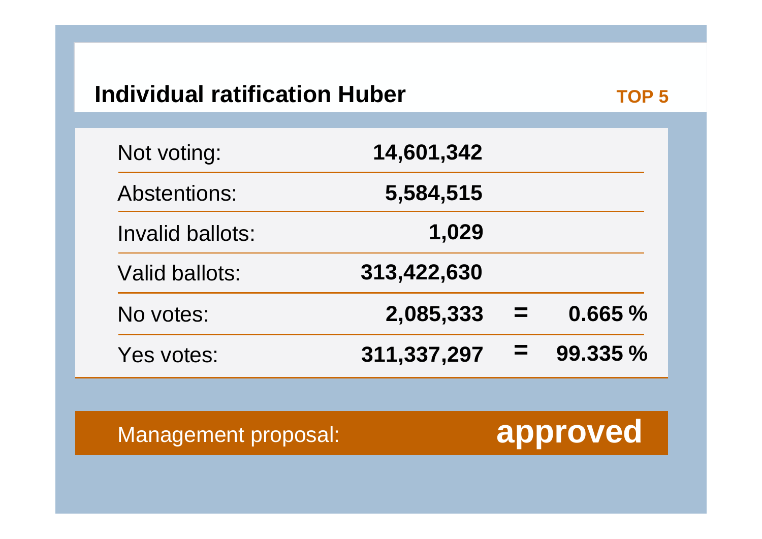## Individual ratification Huber

**TOP 5**

| | | | |
|---|---|---|---|
| Not voting: | **14,601,342** | | |
| Abstentions: | **5,584,515** | | |
| Invalid ballots: | **1,029** | | |
| Valid ballots: | **313,422,630** | | |
| No votes: | **2,085,333** | **=** | **0.665 %** |
| Yes votes: | **311,337,297** | **=** | **99.335 %** |

Management proposal: **approved**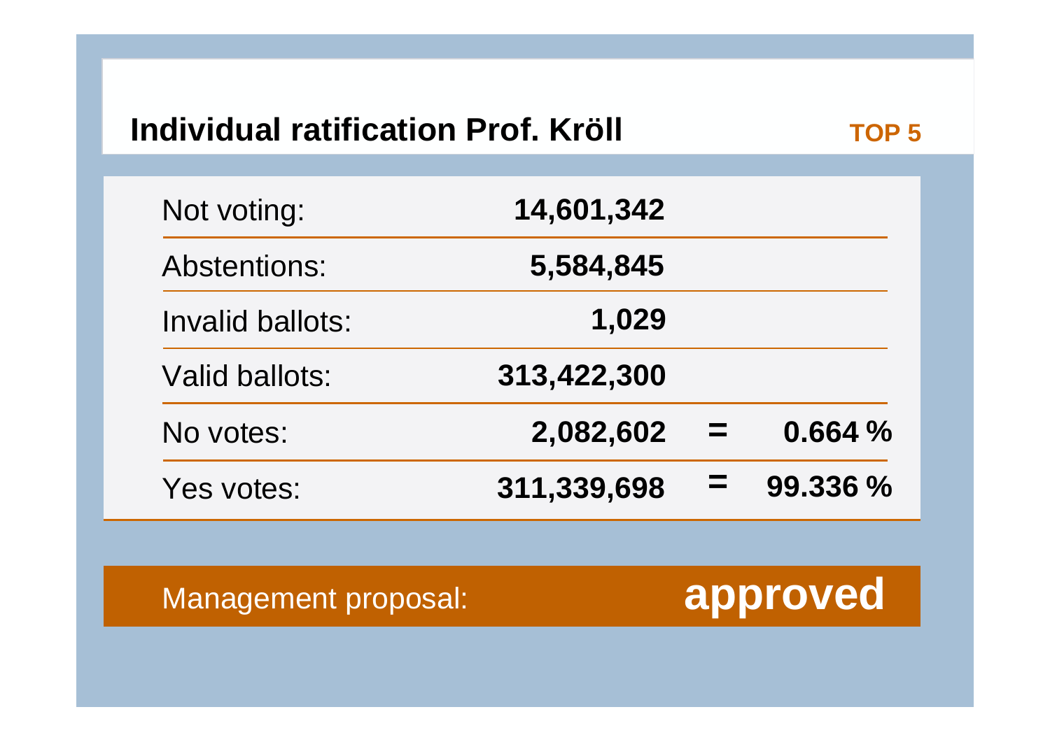## Individual ratification Prof. Kröll

**TOP 5**

| | | | |
|---|---|---|---|
| Not voting: | **14,601,342** | | |
| Abstentions: | **5,584,845** | | |
| Invalid ballots: | **1,029** | | |
| Valid ballots: | **313,422,300** | | |
| No votes: | **2,082,602** | **=** | **0.664 %** |
| Yes votes: | **311,339,698** | **=** | **99.336 %** |

Management proposal: **approved**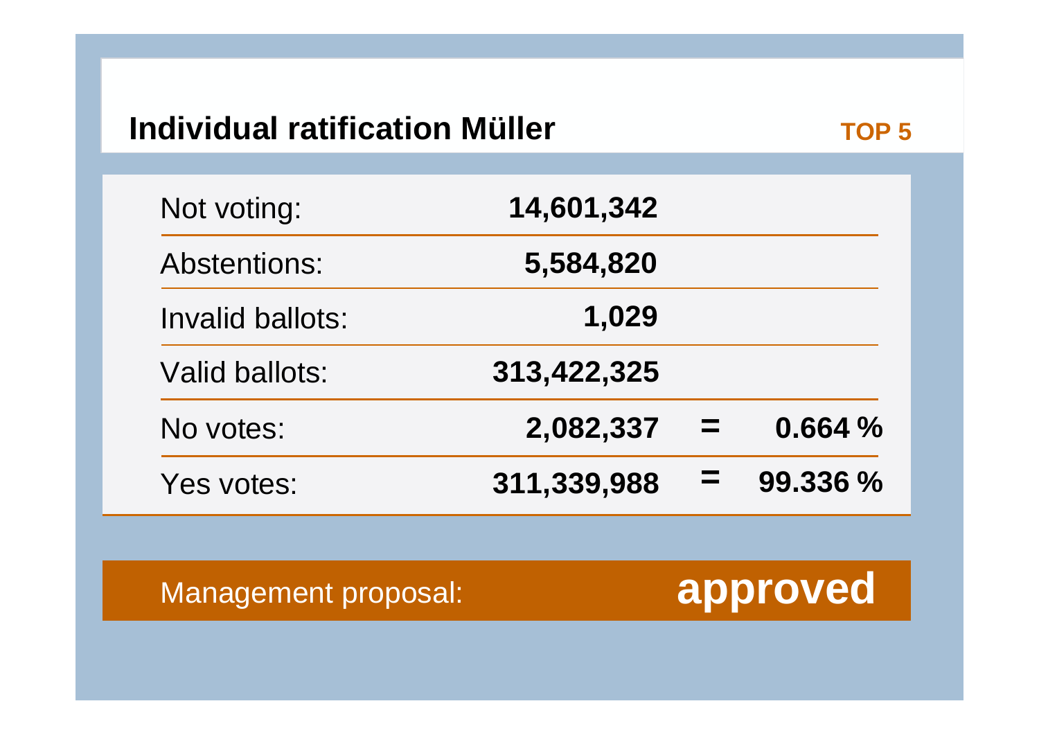## Individual ratification Müller

**TOP 5**

| | | | |
|---|---|---|---|
| Not voting: | **14,601,342** | | |
| Abstentions: | **5,584,820** | | |
| Invalid ballots: | **1,029** | | |
| Valid ballots: | **313,422,325** | | |
| No votes: | **2,082,337** | **=** | **0.664 %** |
| Yes votes: | **311,339,988** | **=** | **99.336 %** |

Management proposal: **approved**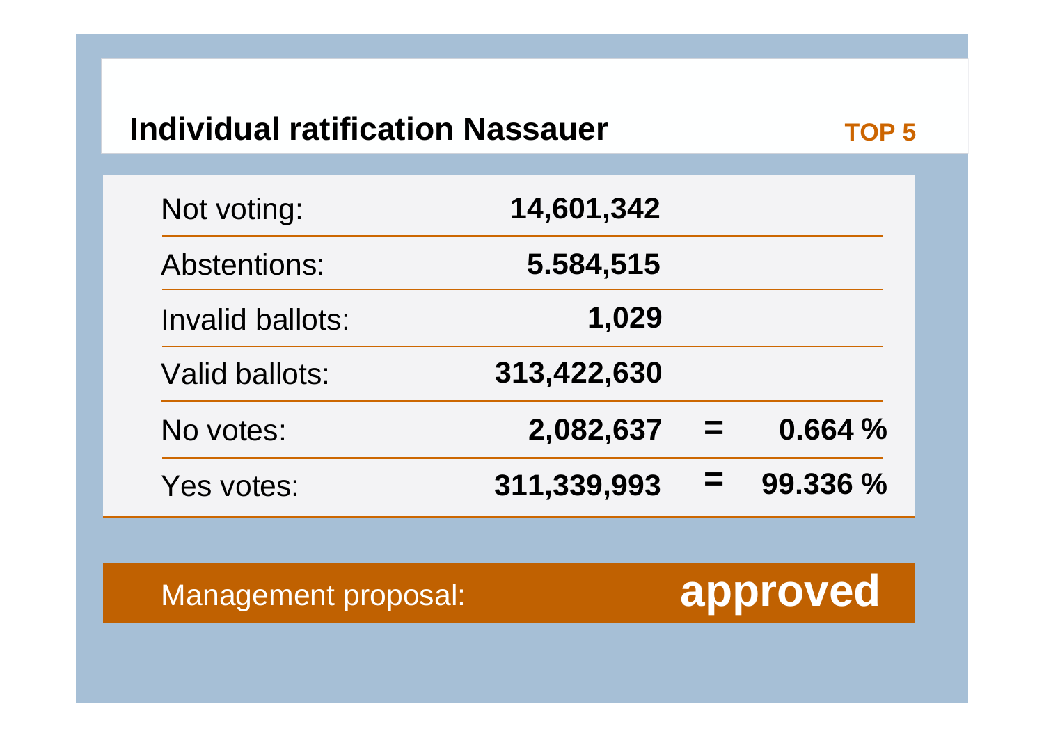## Individual ratification Nassauer

TOP 5

| | | | |
|---|---|---|---|
| Not voting: | **14,601,342** | | |
| Abstentions: | **5.584,515** | | |
| Invalid ballots: | **1,029** | | |
| Valid ballots: | **313,422,630** | | |
| No votes: | **2,082,637** | **=** | **0.664 %** |
| Yes votes: | **311,339,993** | **=** | **99.336 %** |

Management proposal: **approved**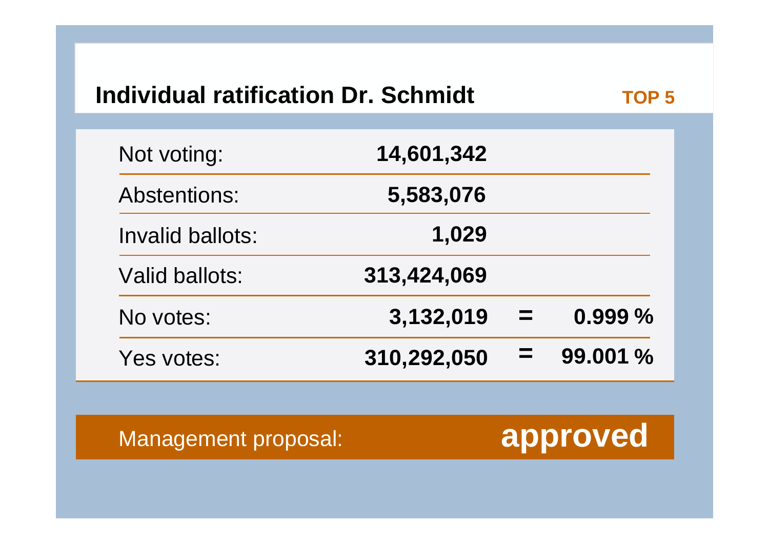## Individual ratification Dr. Schmidt

**TOP 5**

| | | | |
|---|---|---|---|
| Not voting: | **14,601,342** | | |
| Abstentions: | **5,583,076** | | |
| Invalid ballots: | **1,029** | | |
| Valid ballots: | **313,424,069** | | |
| No votes: | **3,132,019** | **=** | **0.999 %** |
| Yes votes: | **310,292,050** | **=** | **99.001 %** |

Management proposal: **approved**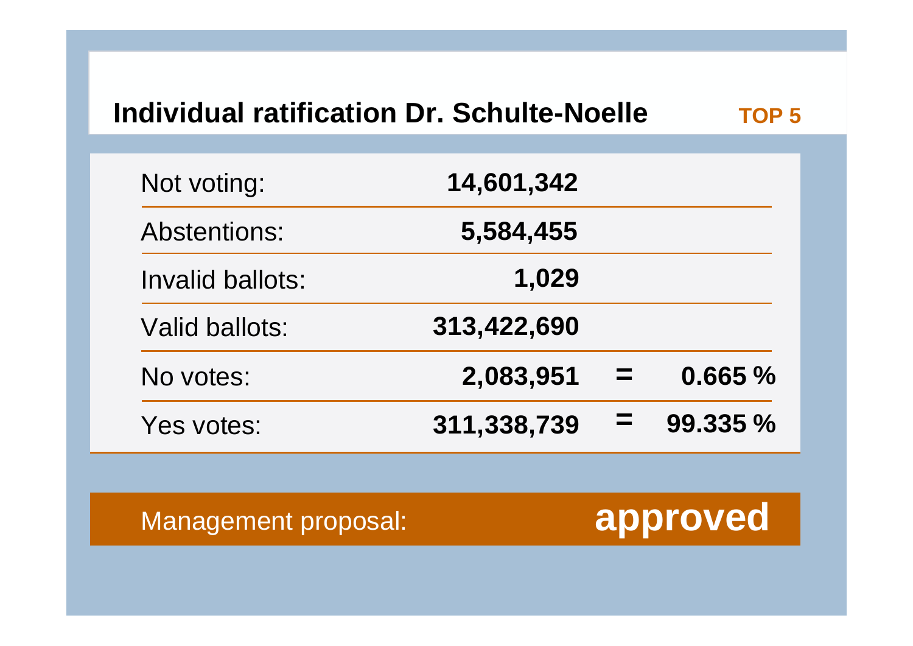## Individual ratification Dr. Schulte-Noelle

**TOP 5**

| | | | |
|---|---|---|---|
| Not voting: | **14,601,342** | | |
| Abstentions: | **5,584,455** | | |
| Invalid ballots: | **1,029** | | |
| Valid ballots: | **313,422,690** | | |
| No votes: | **2,083,951** | **=** | **0.665 %** |
| Yes votes: | **311,338,739** | **=** | **99.335 %** |

Management proposal: **approved**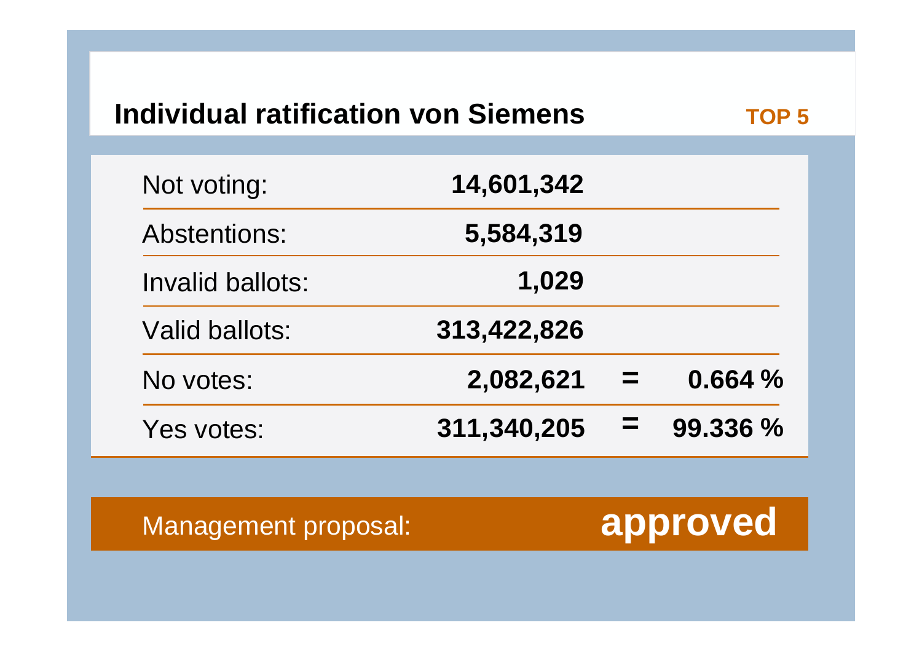## Individual ratification von Siemens

**TOP 5**

| | | | |
|---|---|---|---|
| Not voting: | **14,601,342** | | |
| Abstentions: | **5,584,319** | | |
| Invalid ballots: | **1,029** | | |
| Valid ballots: | **313,422,826** | | |
| No votes: | **2,082,621** | **=** | **0.664 %** |
| Yes votes: | **311,340,205** | **=** | **99.336 %** |

Management proposal: **approved**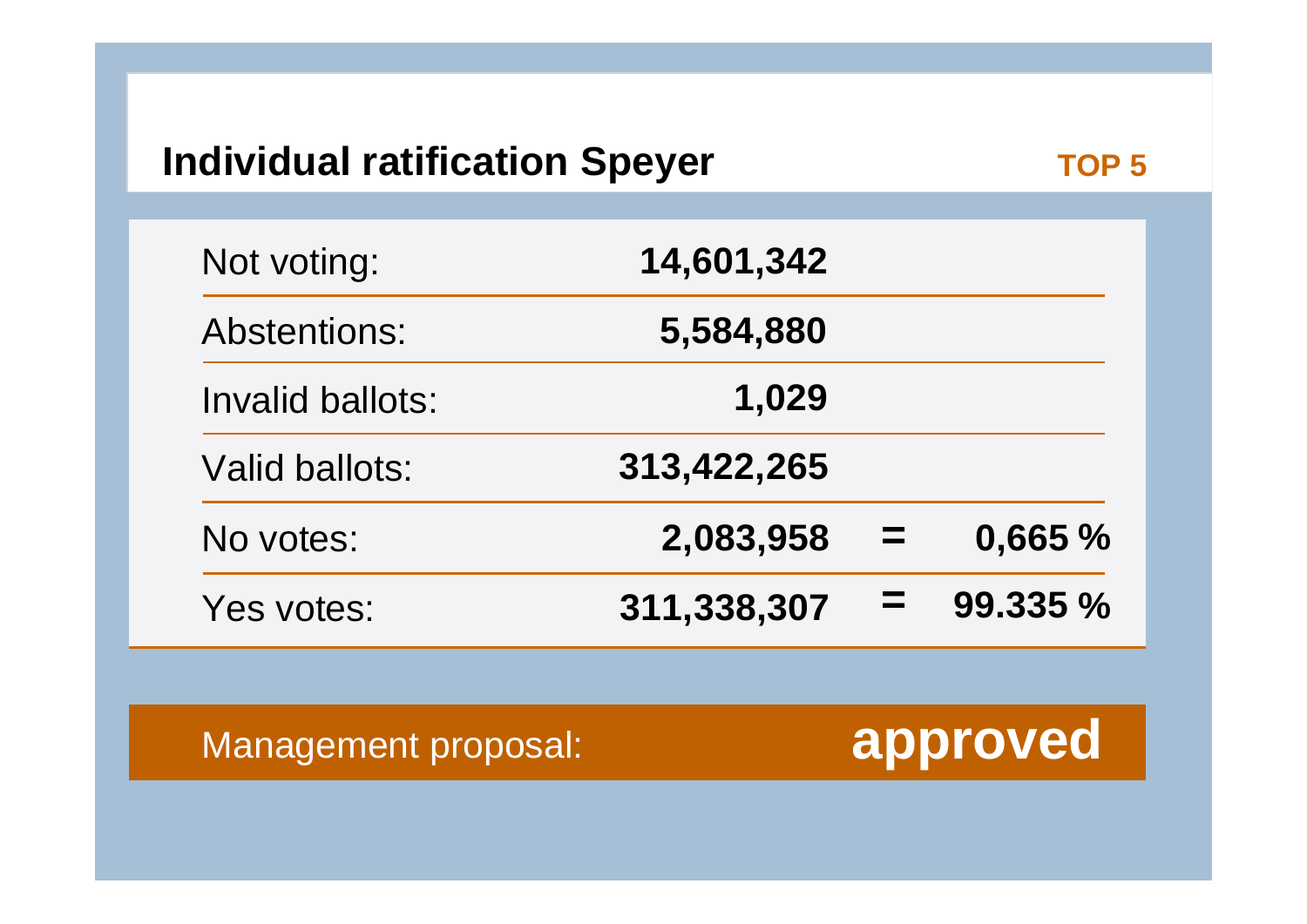## Individual ratification Speyer

**TOP 5**

| | | | |
|---|---|---|---|
| Not voting: | **14,601,342** | | |
| Abstentions: | **5,584,880** | | |
| Invalid ballots: | **1,029** | | |
| Valid ballots: | **313,422,265** | | |
| No votes: | **2,083,958** | **=** | **0,665 %** |
| Yes votes: | **311,338,307** | **=** | **99.335 %** |

Management proposal: **approved**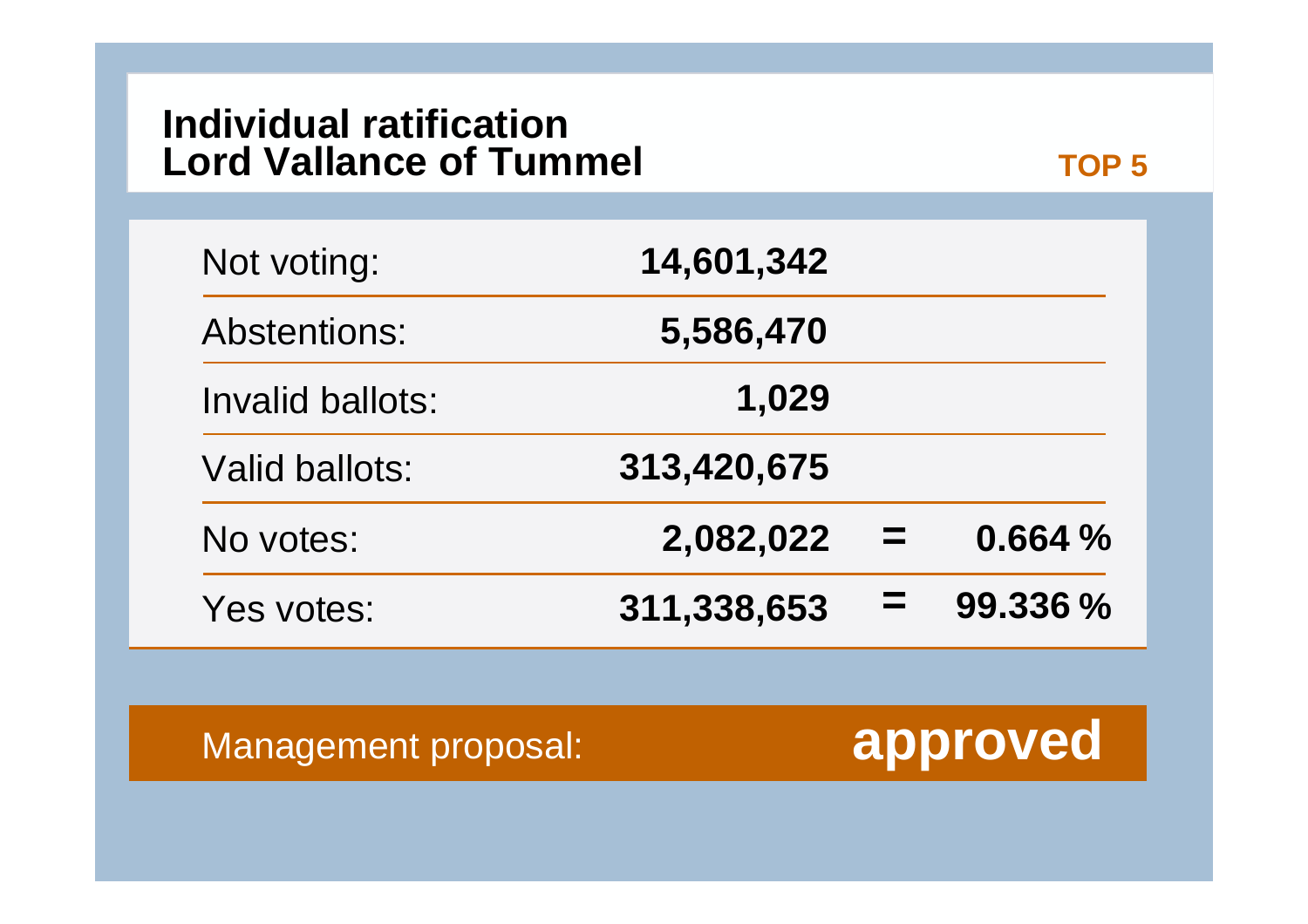## Individual ratification
## Lord Vallance of Tummel

**TOP 5**

| | | | |
|---|---|---|---|
| Not voting: | **14,601,342** | | |
| Abstentions: | **5,586,470** | | |
| Invalid ballots: | **1,029** | | |
| Valid ballots: | **313,420,675** | | |
| No votes: | **2,082,022** | **=** | **0.664 %** |
| Yes votes: | **311,338,653** | **=** | **99.336 %** |

Management proposal: **approved**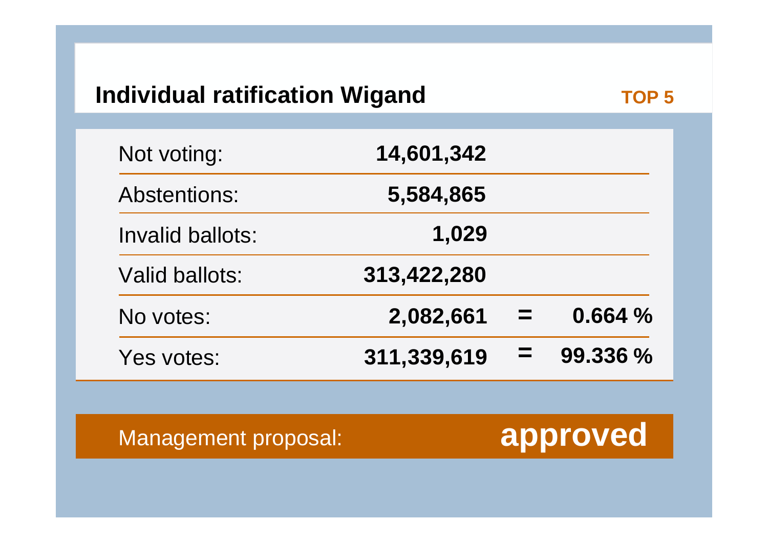## Individual ratification Wigand

**TOP 5**

| | | | |
|---|---|---|---|
| Not voting: | **14,601,342** | | |
| Abstentions: | **5,584,865** | | |
| Invalid ballots: | **1,029** | | |
| Valid ballots: | **313,422,280** | | |
| No votes: | **2,082,661** | **=** | **0.664 %** |
| Yes votes: | **311,339,619** | **=** | **99.336 %** |

Management proposal: **approved**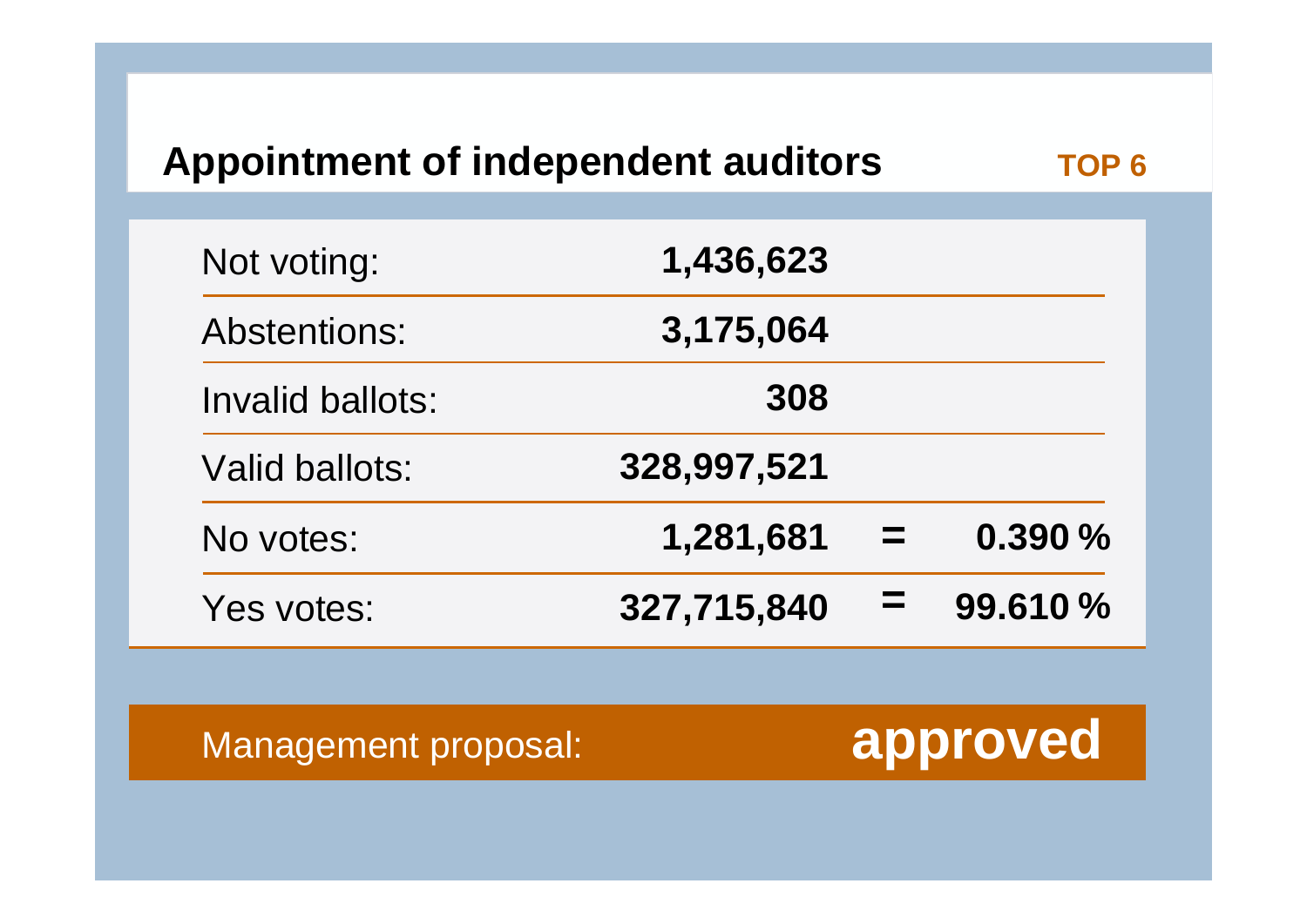## Appointment of independent auditors

**TOP 6**

| | | | |
|---|---|---|---|
| Not voting: | **1,436,623** | | |
| Abstentions: | **3,175,064** | | |
| Invalid ballots: | **308** | | |
| Valid ballots: | **328,997,521** | | |
| No votes: | **1,281,681** | **=** | **0.390 %** |
| Yes votes: | **327,715,840** | **=** | **99.610 %** |

Management proposal: **approved**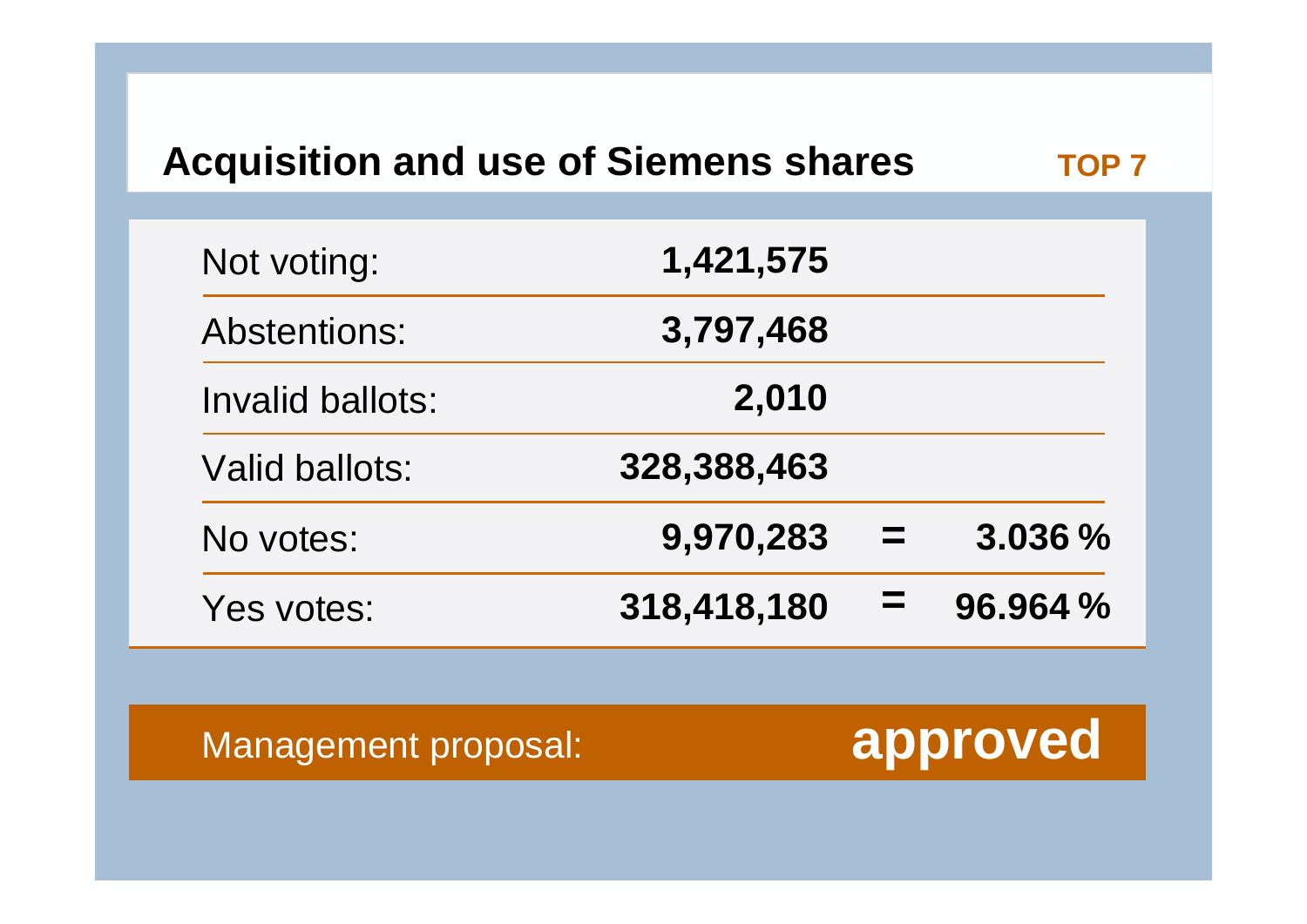## Acquisition and use of Siemens shares

**TOP 7**

| | | | |
|---|---|---|---|
| Not voting: | **1,421,575** | | |
| Abstentions: | **3,797,468** | | |
| Invalid ballots: | **2,010** | | |
| Valid ballots: | **328,388,463** | | |
| No votes: | **9,970,283** | = | **3.036 %** |
| Yes votes: | **318,418,180** | = | **96.964 %** |

Management proposal: **approved**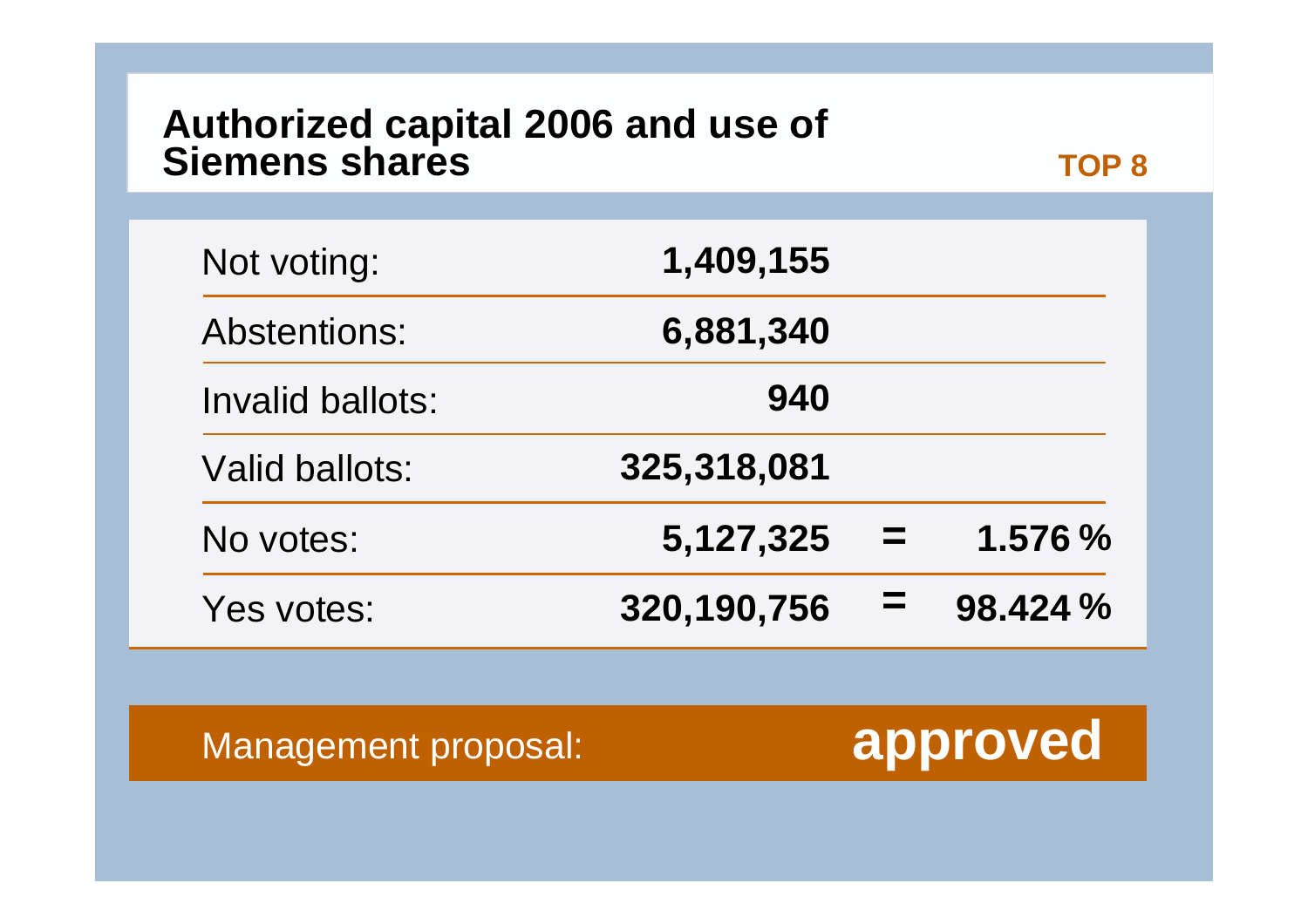## Authorized capital 2006 and use of Siemens shares

**TOP 8**

| | | | |
|---|---|---|---|
| Not voting: | **1,409,155** | | |
| Abstentions: | **6,881,340** | | |
| Invalid ballots: | **940** | | |
| Valid ballots: | **325,318,081** | | |
| No votes: | **5,127,325** | **=** | **1.576 %** |
| Yes votes: | **320,190,756** | **=** | **98.424 %** |

Management proposal: **approved**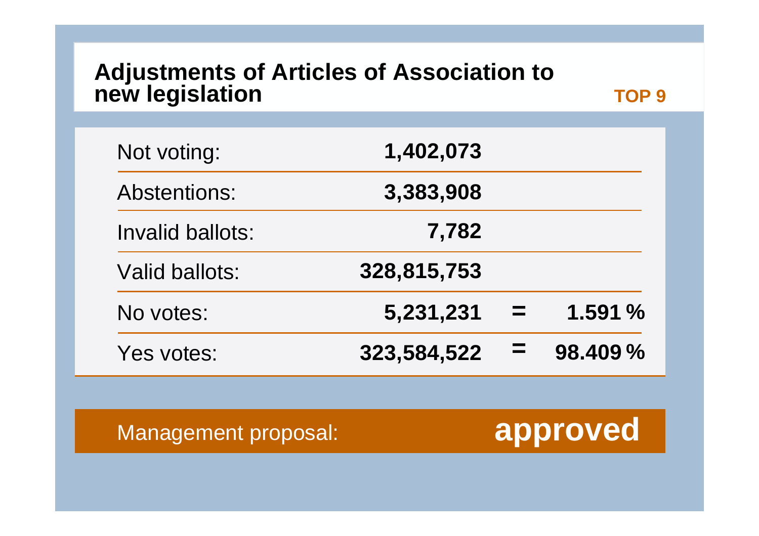## Adjustments of Articles of Association to new legislation

**TOP 9**

| | | | |
|---|---|---|---|
| Not voting: | **1,402,073** | | |
| Abstentions: | **3,383,908** | | |
| Invalid ballots: | **7,782** | | |
| Valid ballots: | **328,815,753** | | |
| No votes: | **5,231,231** | **=** | **1.591 %** |
| Yes votes: | **323,584,522** | **=** | **98.409 %** |

Management proposal: **approved**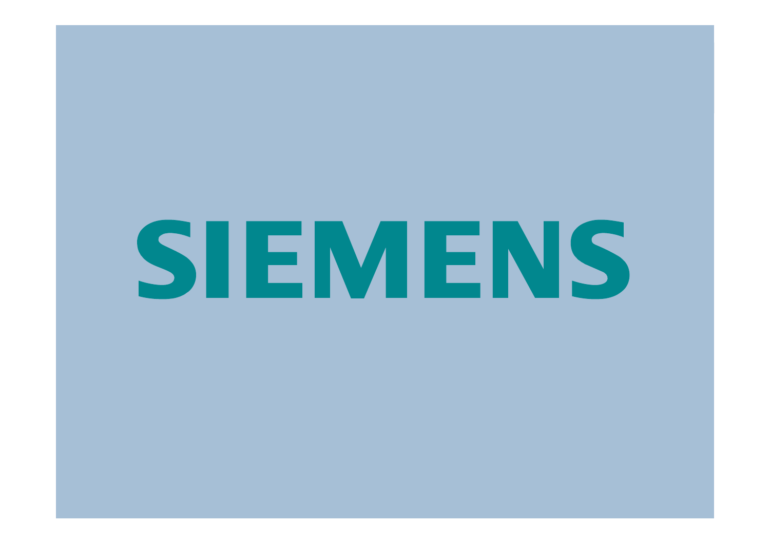SIEMENS